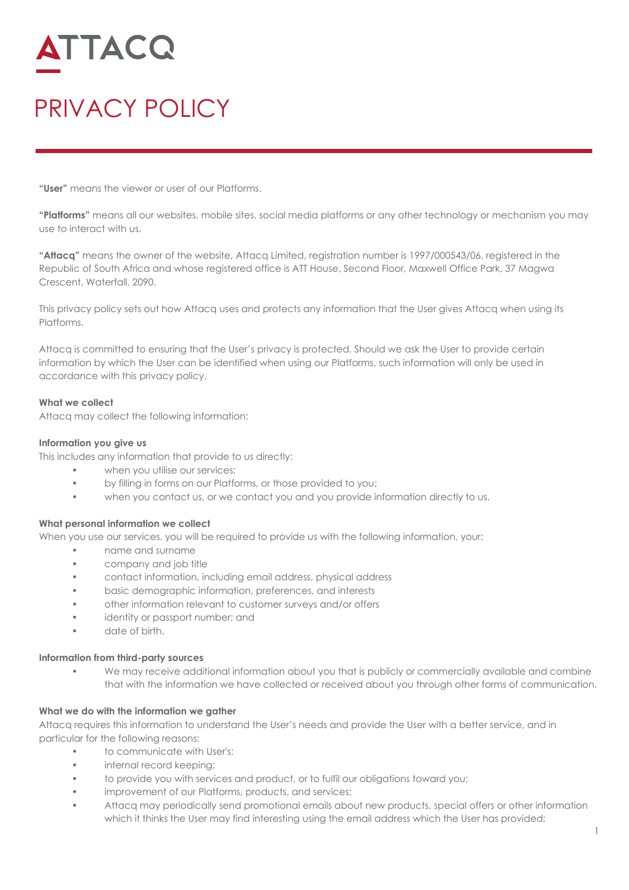# ATTACQ

# PRIVACY POLICY

**"User"** means the viewer or user of our Platforms.

**"Platforms"** means all our websites, mobile sites, social media platforms or any other technology or mechanism you may use to interact with us.

**"Attacq"** means the owner of the website, Attacq Limited, registration number is 1997/000543/06, registered in the Republic of South Africa and whose registered office is ATT House, Second Floor, Maxwell Office Park, 37 Magwa Crescent, Waterfall, 2090.

This privacy policy sets out how Attacq uses and protects any information that the User gives Attacq when using its Platforms.

Attacq is committed to ensuring that the User's privacy is protected. Should we ask the User to provide certain information by which the User can be identified when using our Platforms, such information will only be used in accordance with this privacy policy.

**What we collect**

Attacq may collect the following information:

**Information you give us**

This includes any information that provide to us directly:

- when you utilise our services;
- by filling in forms on our Platforms, or those provided to you;
- when you contact us, or we contact you and you provide information directly to us.

**What personal information we collect**

When you use our services, you will be required to provide us with the following information, your:

- name and surname
- company and job title
- contact information, including email address, physical address
- basic demographic information, preferences, and interests
- other information relevant to customer surveys and/or offers
- identity or passport number; and
- date of birth.

**Information from third-party sources**

- We may receive additional information about you that is publicly or commercially available and combine that with the information we have collected or received about you through other forms of communication.

**What we do with the information we gather**

Attacq requires this information to understand the User's needs and provide the User with a better service, and in particular for the following reasons:

- to communicate with User's;
- internal record keeping;
- to provide you with services and product, or to fulfil our obligations toward you;
- improvement of our Platforms, products, and services;
- Attacq may periodically send promotional emails about new products, special offers or other information which it thinks the User may find interesting using the email address which the User has provided;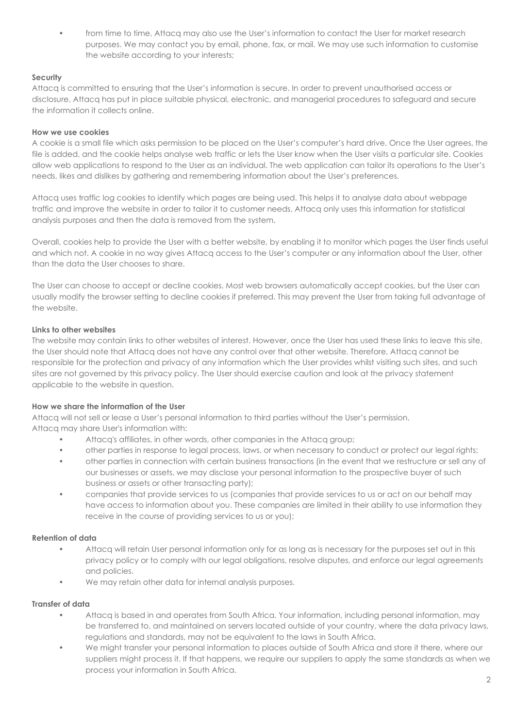- from time to time, Attacq may also use the User's information to contact the User for market research purposes. We may contact you by email, phone, fax, or mail. We may use such information to customise the website according to your interests;

**Security**

Attacq is committed to ensuring that the User's information is secure. In order to prevent unauthorised access or disclosure, Attacq has put in place suitable physical, electronic, and managerial procedures to safeguard and secure the information it collects online.

**How we use cookies**

A cookie is a small file which asks permission to be placed on the User's computer's hard drive. Once the User agrees, the file is added, and the cookie helps analyse web traffic or lets the User know when the User visits a particular site. Cookies allow web applications to respond to the User as an individual. The web application can tailor its operations to the User's needs, likes and dislikes by gathering and remembering information about the User's preferences.

Attacq uses traffic log cookies to identify which pages are being used. This helps it to analyse data about webpage traffic and improve the website in order to tailor it to customer needs. Attacq only uses this information for statistical analysis purposes and then the data is removed from the system.

Overall, cookies help to provide the User with a better website, by enabling it to monitor which pages the User finds useful and which not. A cookie in no way gives Attacq access to the User's computer or any information about the User, other than the data the User chooses to share.

The User can choose to accept or decline cookies. Most web browsers automatically accept cookies, but the User can usually modify the browser setting to decline cookies if preferred. This may prevent the User from taking full advantage of the website.

**Links to other websites**

The website may contain links to other websites of interest. However, once the User has used these links to leave this site, the User should note that Attacq does not have any control over that other website. Therefore, Attacq cannot be responsible for the protection and privacy of any information which the User provides whilst visiting such sites, and such sites are not governed by this privacy policy. The User should exercise caution and look at the privacy statement applicable to the website in question.

**How we share the information of the User**

Attacq will not sell or lease a User's personal information to third parties without the User's permission.
Attacq may share User's information with:

- Attacq's affiliates, in other words, other companies in the Attacq group;
- other parties in response to legal process, laws, or when necessary to conduct or protect our legal rights;
- other parties in connection with certain business transactions (in the event that we restructure or sell any of our businesses or assets, we may disclose your personal information to the prospective buyer of such business or assets or other transacting party);
- companies that provide services to us (companies that provide services to us or act on our behalf may have access to information about you. These companies are limited in their ability to use information they receive in the course of providing services to us or you);

**Retention of data**

- Attacq will retain User personal information only for as long as is necessary for the purposes set out in this privacy policy or to comply with our legal obligations, resolve disputes, and enforce our legal agreements and policies.
- We may retain other data for internal analysis purposes.

**Transfer of data**

- Attacq is based in and operates from South Africa. Your information, including personal information, may be transferred to, and maintained on servers located outside of your country, where the data privacy laws, regulations and standards, may not be equivalent to the laws in South Africa.
- We might transfer your personal information to places outside of South Africa and store it there, where our suppliers might process it. If that happens, we require our suppliers to apply the same standards as when we process your information in South Africa.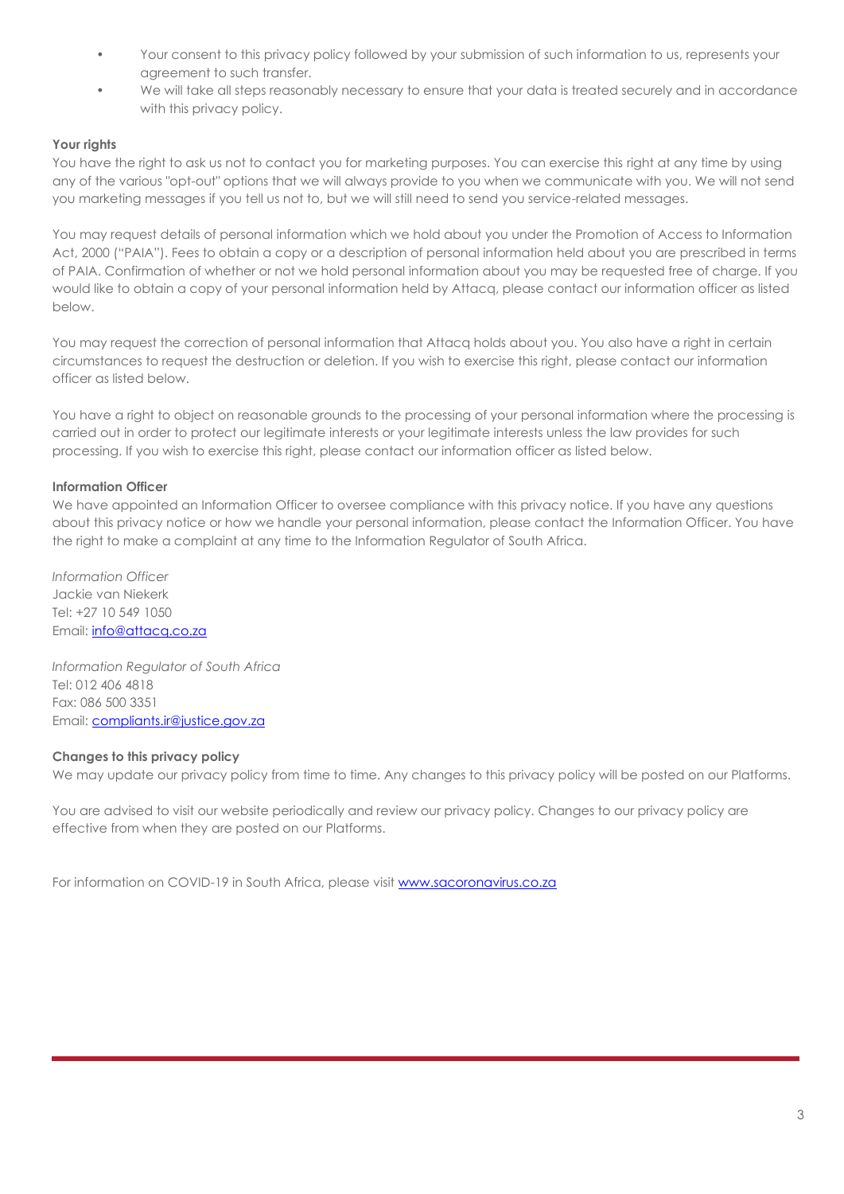- Your consent to this privacy policy followed by your submission of such information to us, represents your agreement to such transfer.
- We will take all steps reasonably necessary to ensure that your data is treated securely and in accordance with this privacy policy.

**Your rights**

You have the right to ask us not to contact you for marketing purposes. You can exercise this right at any time by using any of the various "opt-out" options that we will always provide to you when we communicate with you. We will not send you marketing messages if you tell us not to, but we will still need to send you service-related messages.

You may request details of personal information which we hold about you under the Promotion of Access to Information Act, 2000 ("PAIA"). Fees to obtain a copy or a description of personal information held about you are prescribed in terms of PAIA. Confirmation of whether or not we hold personal information about you may be requested free of charge. If you would like to obtain a copy of your personal information held by Attacq, please contact our information officer as listed below.

You may request the correction of personal information that Attacq holds about you. You also have a right in certain circumstances to request the destruction or deletion. If you wish to exercise this right, please contact our information officer as listed below.

You have a right to object on reasonable grounds to the processing of your personal information where the processing is carried out in order to protect our legitimate interests or your legitimate interests unless the law provides for such processing. If you wish to exercise this right, please contact our information officer as listed below.

**Information Officer**

We have appointed an Information Officer to oversee compliance with this privacy notice. If you have any questions about this privacy notice or how we handle your personal information, please contact the Information Officer. You have the right to make a complaint at any time to the Information Regulator of South Africa.

*Information Officer*
Jackie van Niekerk
Tel: +27 10 549 1050
Email: info@attacq.co.za

*Information Regulator of South Africa*
Tel: 012 406 4818
Fax: 086 500 3351
Email: compliants.ir@justice.gov.za

**Changes to this privacy policy**

We may update our privacy policy from time to time. Any changes to this privacy policy will be posted on our Platforms.

You are advised to visit our website periodically and review our privacy policy. Changes to our privacy policy are effective from when they are posted on our Platforms.

For information on COVID-19 in South Africa, please visit www.sacoronavirus.co.za